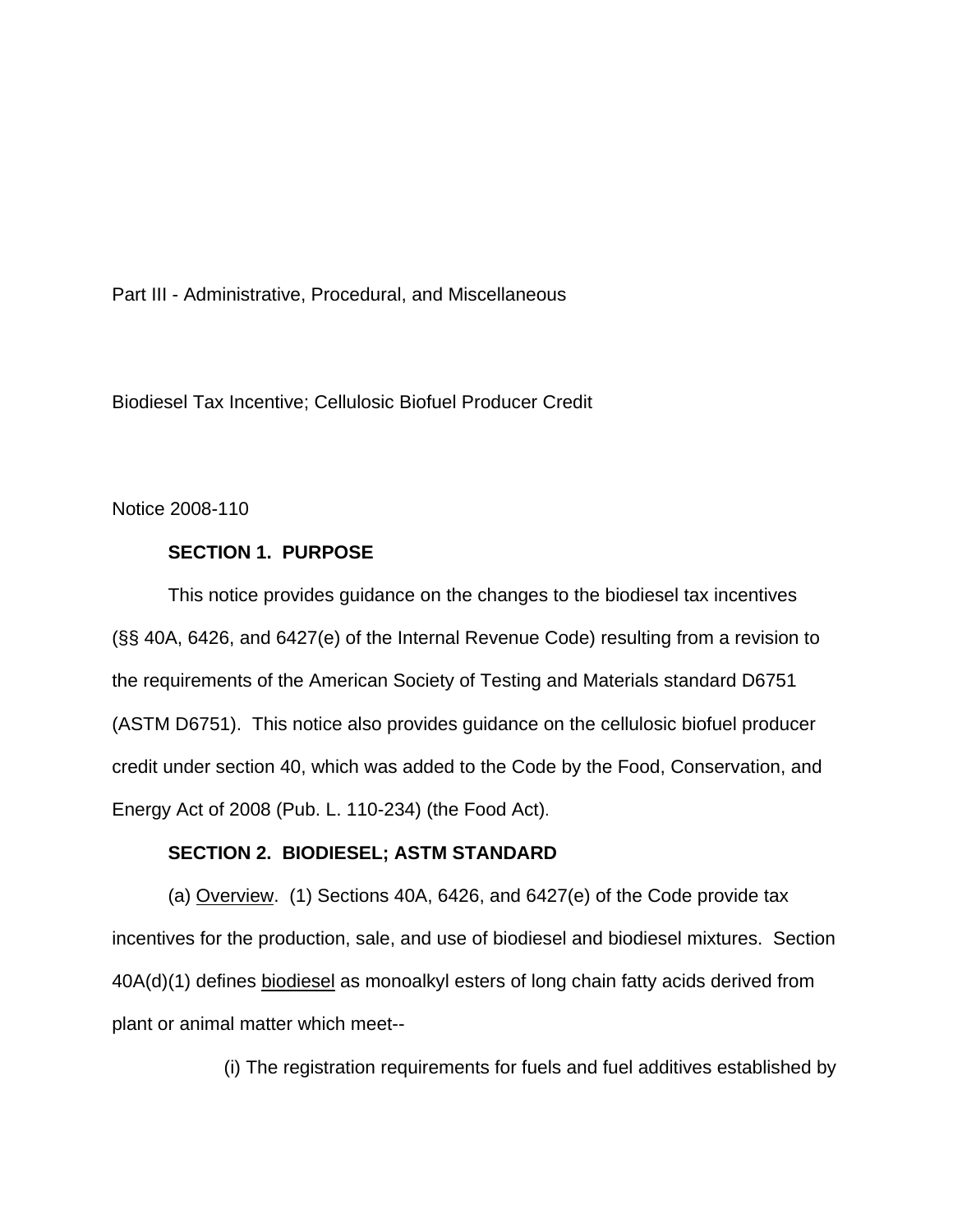Part III - Administrative, Procedural, and Miscellaneous

Biodiesel Tax Incentive; Cellulosic Biofuel Producer Credit

Notice 2008-110

## SECTION 1. PURPOSE

This notice provides guidance on the changes to the biodiesel tax incentives (§§ 40A, 6426, and 6427(e) of the Internal Revenue Code) resulting from a revision to the requirements of the American Society of Testing and Materials standard D6751 (ASTM D6751). This notice also provides guidance on the cellulosic biofuel producer credit under section 40, which was added to the Code by the Food, Conservation, and Energy Act of 2008 (Pub. L. 110-234) (the Food Act).

## SECTION 2. BIODIESEL; ASTM STANDARD

(a) Overview. (1) Sections 40A, 6426, and 6427(e) of the Code provide tax incentives for the production, sale, and use of biodiesel and biodiesel mixtures. Section 40A(d)(1) defines biodiesel as monoalkyl esters of long chain fatty acids derived from plant or animal matter which meet--

(i) The registration requirements for fuels and fuel additives established by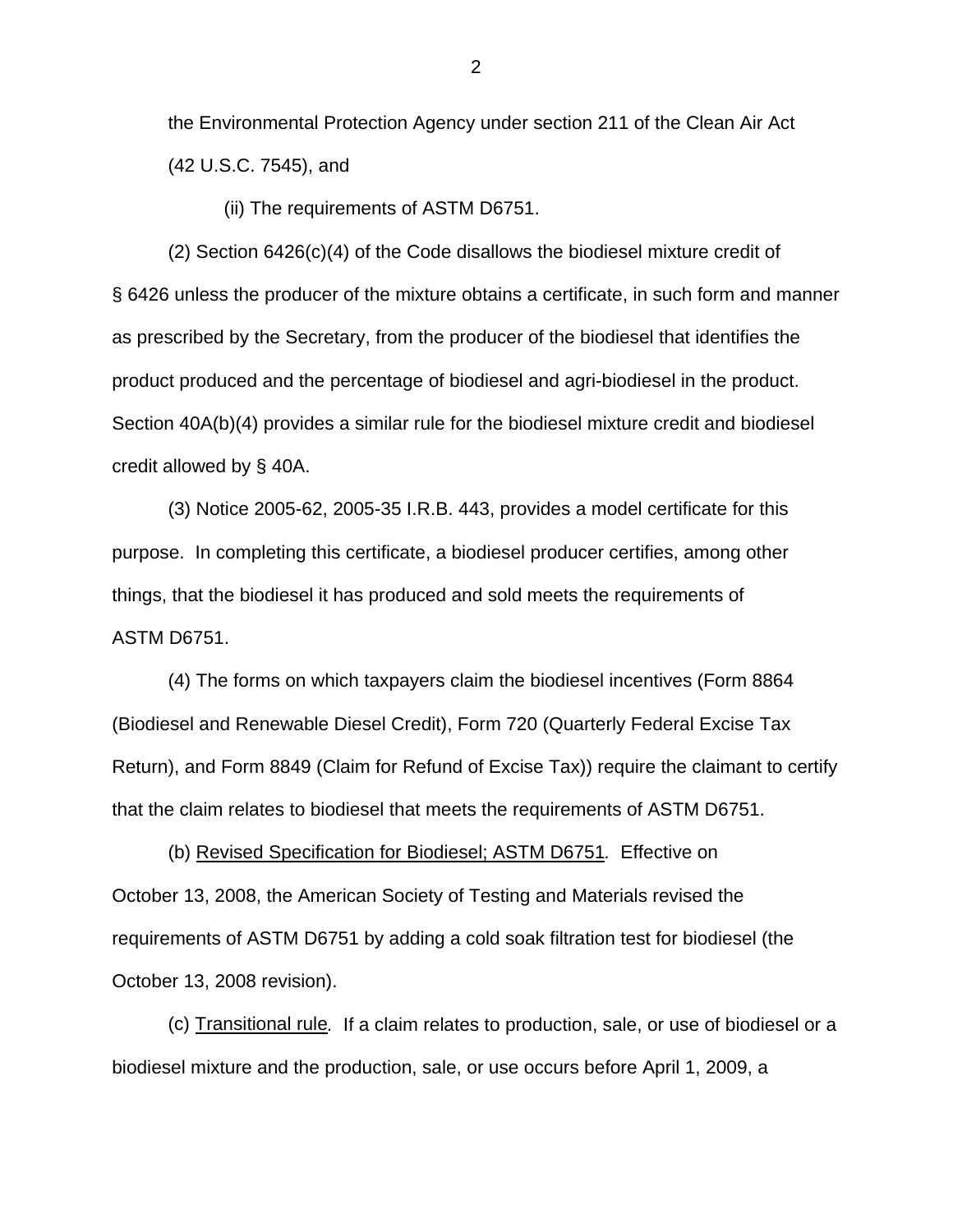the Environmental Protection Agency under section 211 of the Clean Air Act (42 U.S.C. 7545), and

(ii) The requirements of ASTM D6751.

(2) Section 6426(c)(4) of the Code disallows the biodiesel mixture credit of § 6426 unless the producer of the mixture obtains a certificate, in such form and manner as prescribed by the Secretary, from the producer of the biodiesel that identifies the product produced and the percentage of biodiesel and agri-biodiesel in the product. Section 40A(b)(4) provides a similar rule for the biodiesel mixture credit and biodiesel credit allowed by § 40A.

(3) Notice 2005-62, 2005-35 I.R.B. 443, provides a model certificate for this purpose. In completing this certificate, a biodiesel producer certifies, among other things, that the biodiesel it has produced and sold meets the requirements of ASTM D6751.

(4) The forms on which taxpayers claim the biodiesel incentives (Form 8864 (Biodiesel and Renewable Diesel Credit), Form 720 (Quarterly Federal Excise Tax Return), and Form 8849 (Claim for Refund of Excise Tax)) require the claimant to certify that the claim relates to biodiesel that meets the requirements of ASTM D6751.

(b) Revised Specification for Biodiesel; ASTM D6751*.* Effective on October 13, 2008, the American Society of Testing and Materials revised the requirements of ASTM D6751 by adding a cold soak filtration test for biodiesel (the October 13, 2008 revision).

(c) Transitional rule*.* If a claim relates to production, sale, or use of biodiesel or a biodiesel mixture and the production, sale, or use occurs before April 1, 2009, a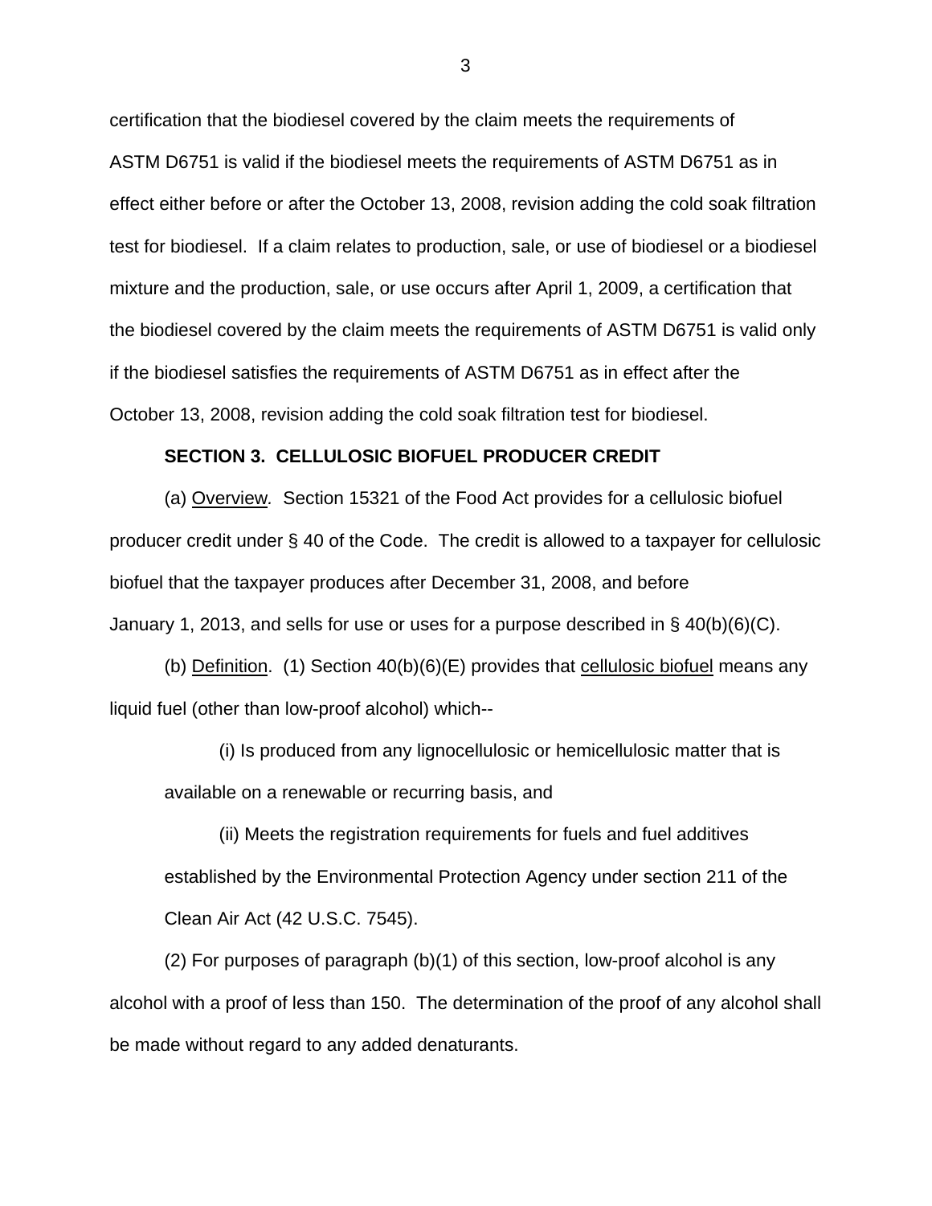certification that the biodiesel covered by the claim meets the requirements of ASTM D6751 is valid if the biodiesel meets the requirements of ASTM D6751 as in effect either before or after the October 13, 2008, revision adding the cold soak filtration test for biodiesel. If a claim relates to production, sale, or use of biodiesel or a biodiesel mixture and the production, sale, or use occurs after April 1, 2009, a certification that the biodiesel covered by the claim meets the requirements of ASTM D6751 is valid only if the biodiesel satisfies the requirements of ASTM D6751 as in effect after the October 13, 2008, revision adding the cold soak filtration test for biodiesel.

**SECTION 3. CELLULOSIC BIOFUEL PRODUCER CREDIT**

(a) Overview. Section 15321 of the Food Act provides for a cellulosic biofuel producer credit under § 40 of the Code. The credit is allowed to a taxpayer for cellulosic biofuel that the taxpayer produces after December 31, 2008, and before January 1, 2013, and sells for use or uses for a purpose described in § 40(b)(6)(C).

(b) Definition. (1) Section 40(b)(6)(E) provides that cellulosic biofuel means any liquid fuel (other than low-proof alcohol) which--

> (i) Is produced from any lignocellulosic or hemicellulosic matter that is available on a renewable or recurring basis, and
>
> (ii) Meets the registration requirements for fuels and fuel additives established by the Environmental Protection Agency under section 211 of the Clean Air Act (42 U.S.C. 7545).

(2) For purposes of paragraph (b)(1) of this section, low-proof alcohol is any alcohol with a proof of less than 150. The determination of the proof of any alcohol shall be made without regard to any added denaturants.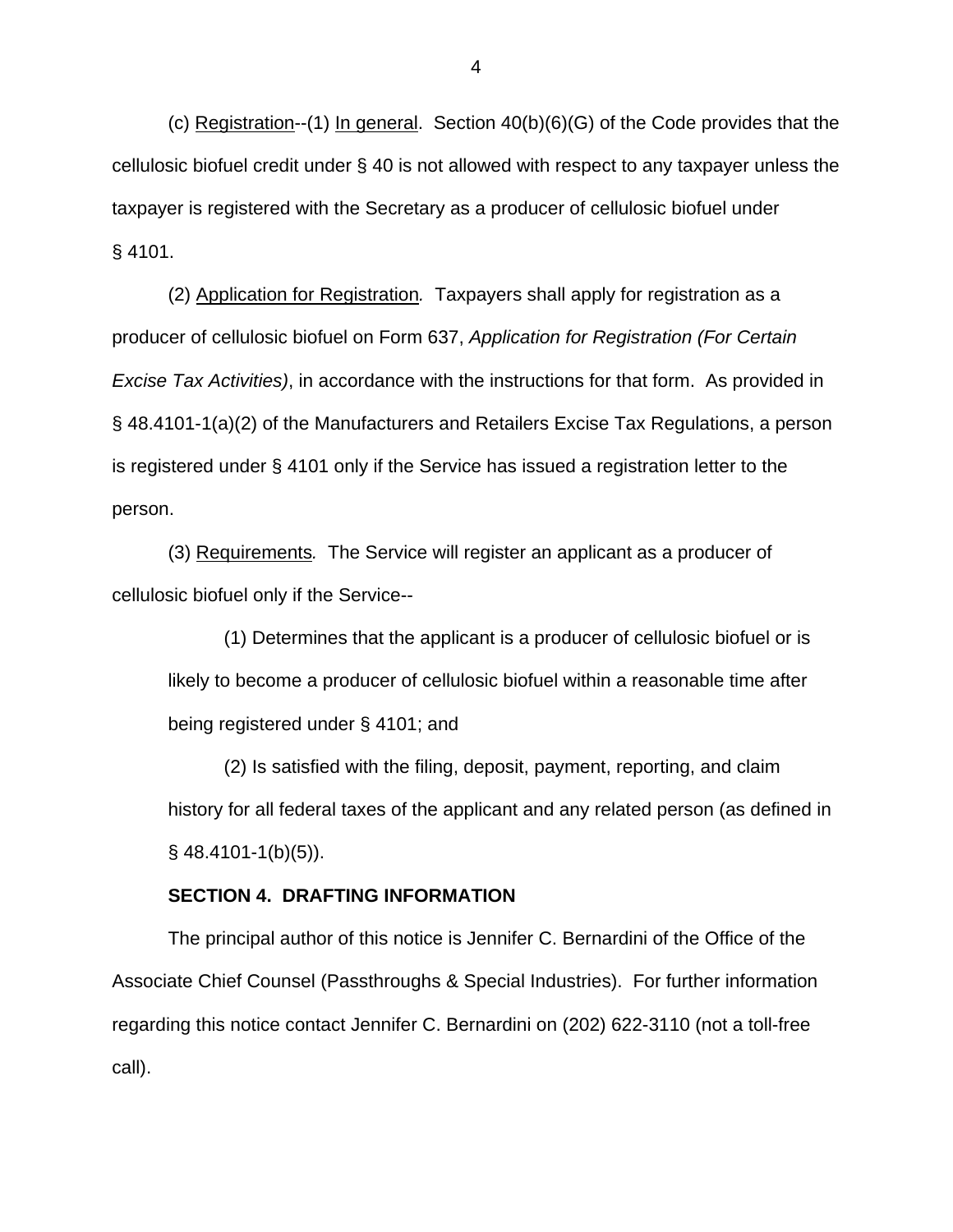(c) Registration--(1) In general. Section 40(b)(6)(G) of the Code provides that the cellulosic biofuel credit under § 40 is not allowed with respect to any taxpayer unless the taxpayer is registered with the Secretary as a producer of cellulosic biofuel under § 4101.

(2) Application for Registration*.* Taxpayers shall apply for registration as a producer of cellulosic biofuel on Form 637, *Application for Registration (For Certain Excise Tax Activities)*, in accordance with the instructions for that form. As provided in § 48.4101-1(a)(2) of the Manufacturers and Retailers Excise Tax Regulations, a person is registered under § 4101 only if the Service has issued a registration letter to the person.

(3) Requirements*.* The Service will register an applicant as a producer of cellulosic biofuel only if the Service--

> (1) Determines that the applicant is a producer of cellulosic biofuel or is likely to become a producer of cellulosic biofuel within a reasonable time after being registered under § 4101; and
>
> (2) Is satisfied with the filing, deposit, payment, reporting, and claim history for all federal taxes of the applicant and any related person (as defined in § 48.4101-1(b)(5)).

**SECTION 4. DRAFTING INFORMATION**

The principal author of this notice is Jennifer C. Bernardini of the Office of the Associate Chief Counsel (Passthroughs & Special Industries). For further information regarding this notice contact Jennifer C. Bernardini on (202) 622-3110 (not a toll-free call).